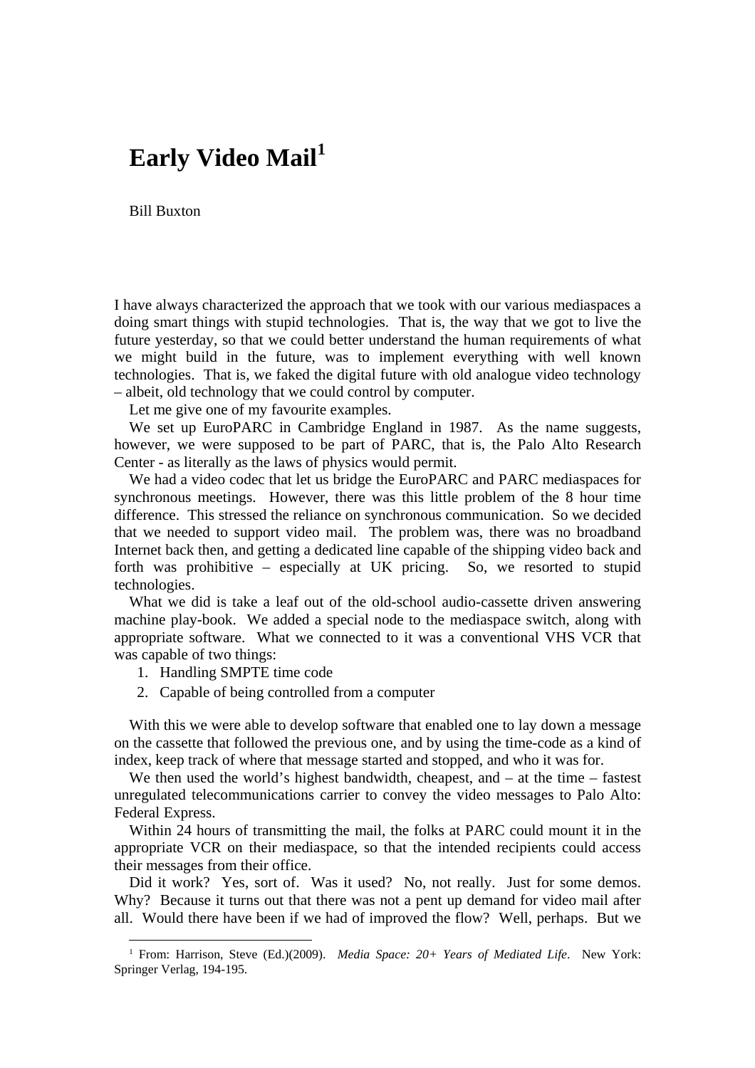# Early Video Mail[1]

Bill Buxton

I have always characterized the approach that we took with our various mediaspaces a doing smart things with stupid technologies. That is, the way that we got to live the future yesterday, so that we could better understand the human requirements of what we might build in the future, was to implement everything with well known technologies. That is, we faked the digital future with old analogue video technology – albeit, old technology that we could control by computer.

Let me give one of my favourite examples.

We set up EuroPARC in Cambridge England in 1987. As the name suggests, however, we were supposed to be part of PARC, that is, the Palo Alto Research Center - as literally as the laws of physics would permit.

We had a video codec that let us bridge the EuroPARC and PARC mediaspaces for synchronous meetings. However, there was this little problem of the 8 hour time difference. This stressed the reliance on synchronous communication. So we decided that we needed to support video mail. The problem was, there was no broadband Internet back then, and getting a dedicated line capable of the shipping video back and forth was prohibitive – especially at UK pricing. So, we resorted to stupid technologies.

What we did is take a leaf out of the old-school audio-cassette driven answering machine play-book. We added a special node to the mediaspace switch, along with appropriate software. What we connected to it was a conventional VHS VCR that was capable of two things:

1. Handling SMPTE time code
2. Capable of being controlled from a computer

With this we were able to develop software that enabled one to lay down a message on the cassette that followed the previous one, and by using the time-code as a kind of index, keep track of where that message started and stopped, and who it was for.

We then used the world's highest bandwidth, cheapest, and – at the time – fastest unregulated telecommunications carrier to convey the video messages to Palo Alto: Federal Express.

Within 24 hours of transmitting the mail, the folks at PARC could mount it in the appropriate VCR on their mediaspace, so that the intended recipients could access their messages from their office.

Did it work? Yes, sort of. Was it used? No, not really. Just for some demos. Why? Because it turns out that there was not a pent up demand for video mail after all. Would there have been if we had of improved the flow? Well, perhaps. But we

[1] From: Harrison, Steve (Ed.)(2009). *Media Space: 20+ Years of Mediated Life*. New York: Springer Verlag, 194-195.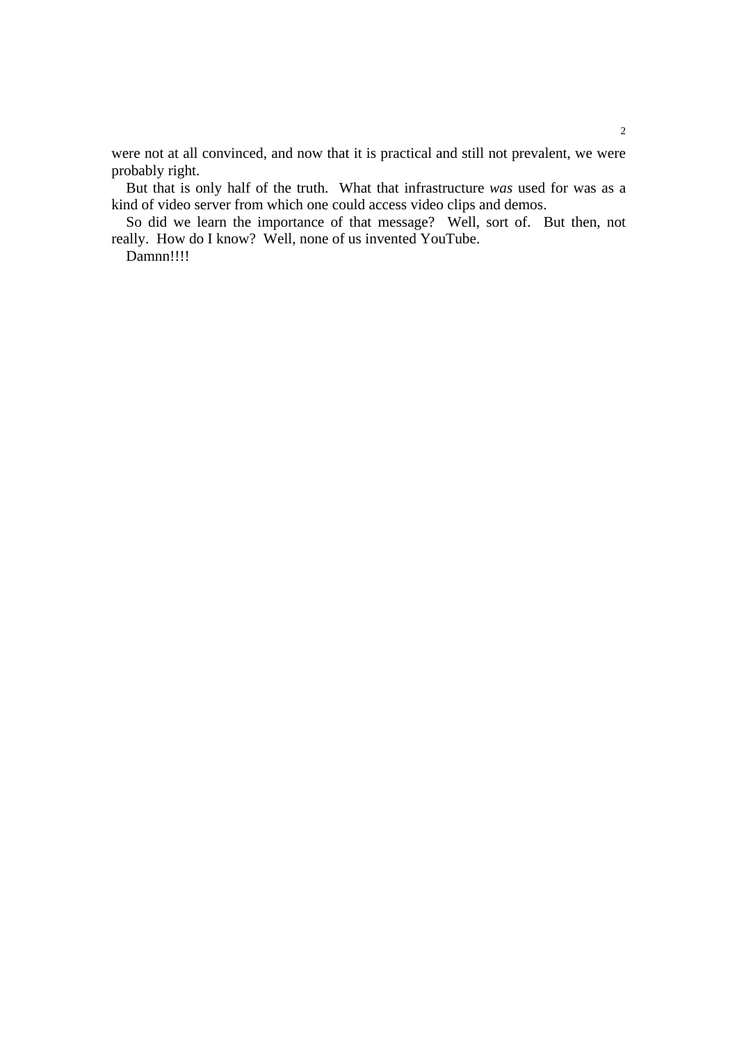were not at all convinced, and now that it is practical and still not prevalent, we were probably right.

But that is only half of the truth. What that infrastructure *was* used for was as a kind of video server from which one could access video clips and demos.

So did we learn the importance of that message? Well, sort of. But then, not really. How do I know? Well, none of us invented YouTube.

Damnn!!!!